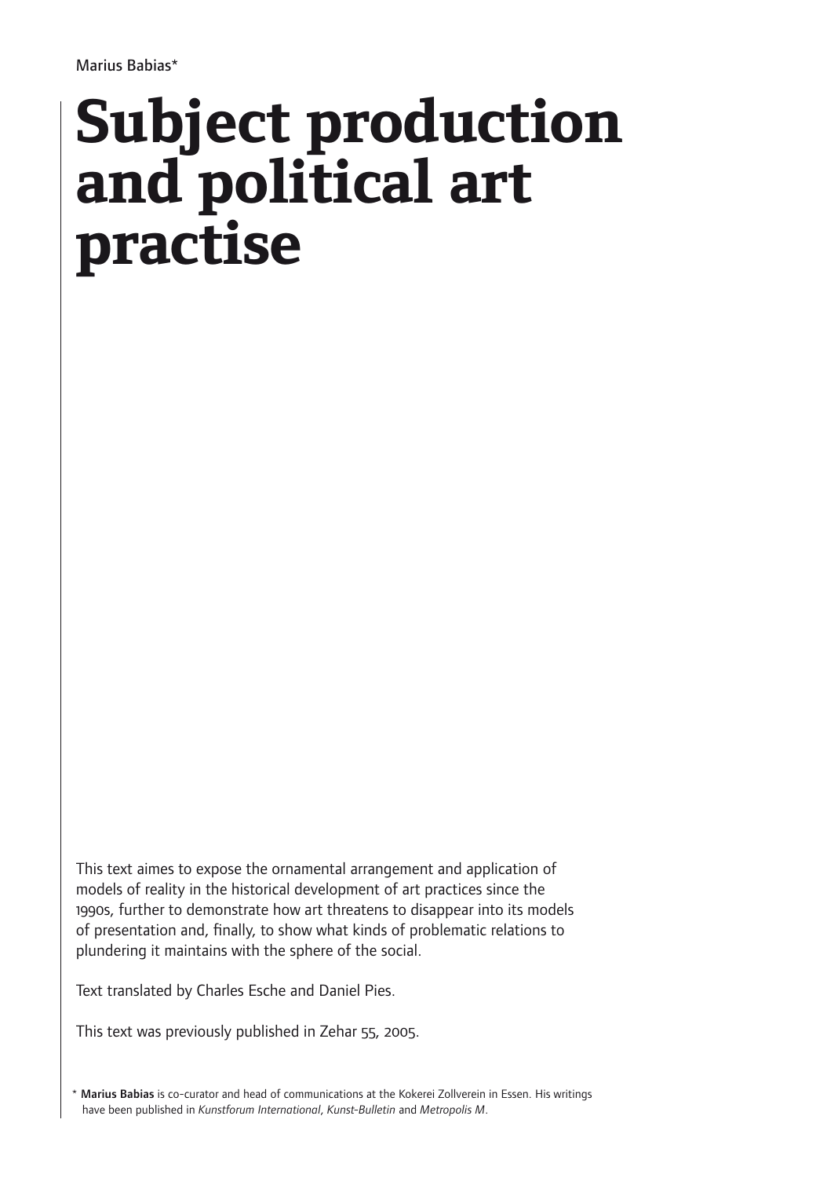Marius Babias*

# Subject production and political art practise

This text aimes to expose the ornamental arrangement and application of models of reality in the historical development of art practices since the 1990s, further to demonstrate how art threatens to disappear into its models of presentation and, finally, to show what kinds of problematic relations to plundering it maintains with the sphere of the social.

Text translated by Charles Esche and Daniel Pies.

This text was previously published in Zehar 55, 2005.

* **Marius Babias** is co-curator and head of communications at the Kokerei Zollverein in Essen. His writings have been published in *Kunstforum International*, *Kunst-Bulletin* and *Metropolis M*.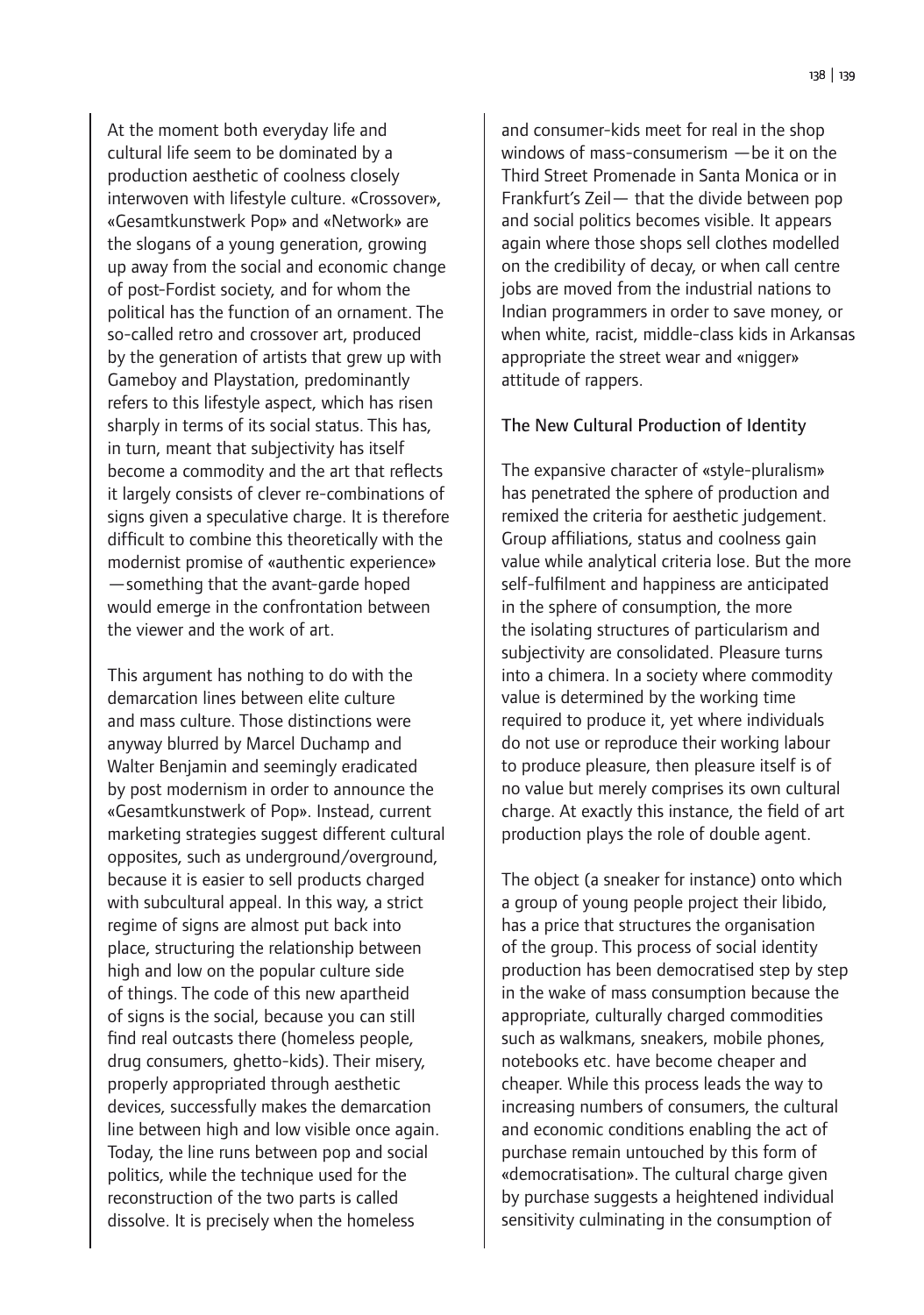At the moment both everyday life and cultural life seem to be dominated by a production aesthetic of coolness closely interwoven with lifestyle culture. «Crossover», «Gesamtkunstwerk Pop» and «Network» are the slogans of a young generation, growing up away from the social and economic change of post-Fordist society, and for whom the political has the function of an ornament. The so-called retro and crossover art, produced by the generation of artists that grew up with Gameboy and Playstation, predominantly refers to this lifestyle aspect, which has risen sharply in terms of its social status. This has, in turn, meant that subjectivity has itself become a commodity and the art that reflects it largely consists of clever re-combinations of signs given a speculative charge. It is therefore difficult to combine this theoretically with the modernist promise of «authentic experience» —something that the avant-garde hoped would emerge in the confrontation between the viewer and the work of art.

This argument has nothing to do with the demarcation lines between elite culture and mass culture. Those distinctions were anyway blurred by Marcel Duchamp and Walter Benjamin and seemingly eradicated by post modernism in order to announce the «Gesamtkunstwerk of Pop». Instead, current marketing strategies suggest different cultural opposites, such as underground/overground, because it is easier to sell products charged with subcultural appeal. In this way, a strict regime of signs are almost put back into place, structuring the relationship between high and low on the popular culture side of things. The code of this new apartheid of signs is the social, because you can still find real outcasts there (homeless people, drug consumers, ghetto-kids). Their misery, properly appropriated through aesthetic devices, successfully makes the demarcation line between high and low visible once again. Today, the line runs between pop and social politics, while the technique used for the reconstruction of the two parts is called dissolve. It is precisely when the homeless and consumer-kids meet for real in the shop windows of mass-consumerism —be it on the Third Street Promenade in Santa Monica or in Frankfurt's Zeil— that the divide between pop and social politics becomes visible. It appears again where those shops sell clothes modelled on the credibility of decay, or when call centre jobs are moved from the industrial nations to Indian programmers in order to save money, or when white, racist, middle-class kids in Arkansas appropriate the street wear and «nigger» attitude of rappers.

### The New Cultural Production of Identity

The expansive character of «style-pluralism» has penetrated the sphere of production and remixed the criteria for aesthetic judgement. Group affiliations, status and coolness gain value while analytical criteria lose. But the more self-fulfilment and happiness are anticipated in the sphere of consumption, the more the isolating structures of particularism and subjectivity are consolidated. Pleasure turns into a chimera. In a society where commodity value is determined by the working time required to produce it, yet where individuals do not use or reproduce their working labour to produce pleasure, then pleasure itself is of no value but merely comprises its own cultural charge. At exactly this instance, the field of art production plays the role of double agent.

The object (a sneaker for instance) onto which a group of young people project their libido, has a price that structures the organisation of the group. This process of social identity production has been democratised step by step in the wake of mass consumption because the appropriate, culturally charged commodities such as walkmans, sneakers, mobile phones, notebooks etc. have become cheaper and cheaper. While this process leads the way to increasing numbers of consumers, the cultural and economic conditions enabling the act of purchase remain untouched by this form of «democratisation». The cultural charge given by purchase suggests a heightened individual sensitivity culminating in the consumption of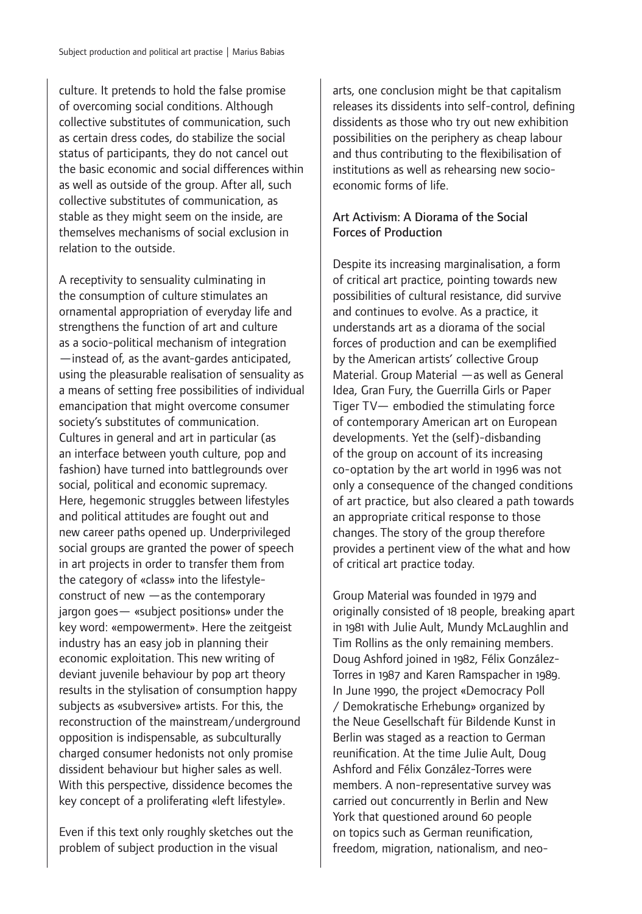culture. It pretends to hold the false promise of overcoming social conditions. Although collective substitutes of communication, such as certain dress codes, do stabilize the social status of participants, they do not cancel out the basic economic and social differences within as well as outside of the group. After all, such collective substitutes of communication, as stable as they might seem on the inside, are themselves mechanisms of social exclusion in relation to the outside.

A receptivity to sensuality culminating in the consumption of culture stimulates an ornamental appropriation of everyday life and strengthens the function of art and culture as a socio-political mechanism of integration —instead of, as the avant-gardes anticipated, using the pleasurable realisation of sensuality as a means of setting free possibilities of individual emancipation that might overcome consumer society's substitutes of communication. Cultures in general and art in particular (as an interface between youth culture, pop and fashion) have turned into battlegrounds over social, political and economic supremacy. Here, hegemonic struggles between lifestyles and political attitudes are fought out and new career paths opened up. Underprivileged social groups are granted the power of speech in art projects in order to transfer them from the category of «class» into the lifestyle-construct of new —as the contemporary jargon goes— «subject positions» under the key word: «empowerment». Here the zeitgeist industry has an easy job in planning their economic exploitation. This new writing of deviant juvenile behaviour by pop art theory results in the stylisation of consumption happy subjects as «subversive» artists. For this, the reconstruction of the mainstream/underground opposition is indispensable, as subculturally charged consumer hedonists not only promise dissident behaviour but higher sales as well. With this perspective, dissidence becomes the key concept of a proliferating «left lifestyle».

Even if this text only roughly sketches out the problem of subject production in the visual arts, one conclusion might be that capitalism releases its dissidents into self-control, defining dissidents as those who try out new exhibition possibilities on the periphery as cheap labour and thus contributing to the flexibilisation of institutions as well as rehearsing new socio-economic forms of life.

## Art Activism: A Diorama of the Social Forces of Production

Despite its increasing marginalisation, a form of critical art practice, pointing towards new possibilities of cultural resistance, did survive and continues to evolve. As a practice, it understands art as a diorama of the social forces of production and can be exemplified by the American artists' collective Group Material. Group Material —as well as General Idea, Gran Fury, the Guerrilla Girls or Paper Tiger TV— embodied the stimulating force of contemporary American art on European developments. Yet the (self)-disbanding of the group on account of its increasing co-optation by the art world in 1996 was not only a consequence of the changed conditions of art practice, but also cleared a path towards an appropriate critical response to those changes. The story of the group therefore provides a pertinent view of the what and how of critical art practice today.

Group Material was founded in 1979 and originally consisted of 18 people, breaking apart in 1981 with Julie Ault, Mundy McLaughlin and Tim Rollins as the only remaining members. Doug Ashford joined in 1982, Félix González-Torres in 1987 and Karen Ramspacher in 1989. In June 1990, the project «Democracy Poll / Demokratische Erhebung» organized by the Neue Gesellschaft für Bildende Kunst in Berlin was staged as a reaction to German reunification. At the time Julie Ault, Doug Ashford and Félix González-Torres were members. A non-representative survey was carried out concurrently in Berlin and New York that questioned around 60 people on topics such as German reunification, freedom, migration, nationalism, and neo-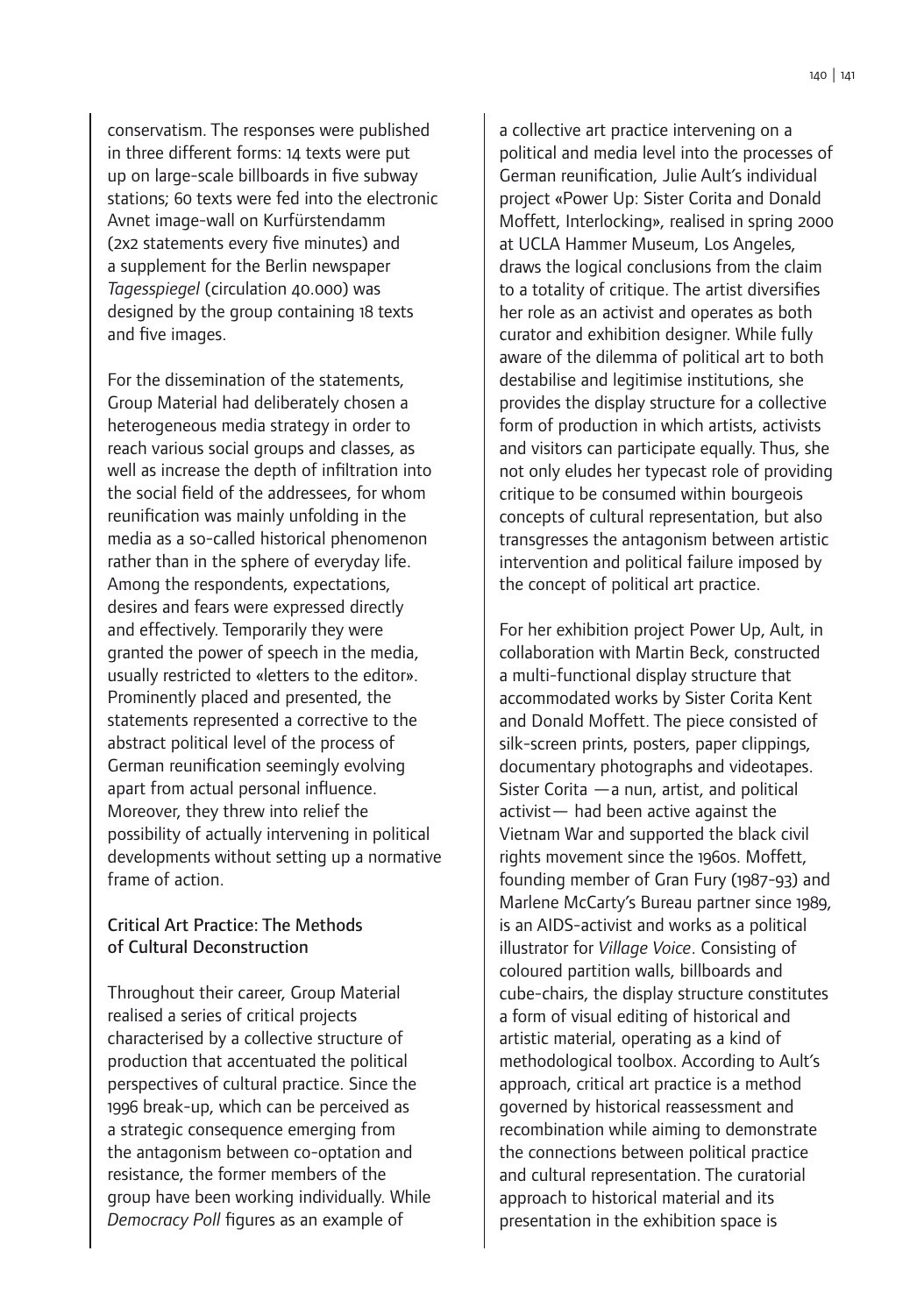conservatism. The responses were published in three different forms: 14 texts were put up on large-scale billboards in five subway stations; 60 texts were fed into the electronic Avnet image-wall on Kurfürstendamm (2x2 statements every five minutes) and a supplement for the Berlin newspaper *Tagesspiegel* (circulation 40.000) was designed by the group containing 18 texts and five images.

For the dissemination of the statements, Group Material had deliberately chosen a heterogeneous media strategy in order to reach various social groups and classes, as well as increase the depth of infiltration into the social field of the addressees, for whom reunification was mainly unfolding in the media as a so-called historical phenomenon rather than in the sphere of everyday life. Among the respondents, expectations, desires and fears were expressed directly and effectively. Temporarily they were granted the power of speech in the media, usually restricted to «letters to the editor». Prominently placed and presented, the statements represented a corrective to the abstract political level of the process of German reunification seemingly evolving apart from actual personal influence. Moreover, they threw into relief the possibility of actually intervening in political developments without setting up a normative frame of action.

## Critical Art Practice: The Methods of Cultural Deconstruction

Throughout their career, Group Material realised a series of critical projects characterised by a collective structure of production that accentuated the political perspectives of cultural practice. Since the 1996 break-up, which can be perceived as a strategic consequence emerging from the antagonism between co-optation and resistance, the former members of the group have been working individually. While *Democracy Poll* figures as an example of a collective art practice intervening on a political and media level into the processes of German reunification, Julie Ault's individual project «Power Up: Sister Corita and Donald Moffett, Interlocking», realised in spring 2000 at UCLA Hammer Museum, Los Angeles, draws the logical conclusions from the claim to a totality of critique. The artist diversifies her role as an activist and operates as both curator and exhibition designer. While fully aware of the dilemma of political art to both destabilise and legitimise institutions, she provides the display structure for a collective form of production in which artists, activists and visitors can participate equally. Thus, she not only eludes her typecast role of providing critique to be consumed within bourgeois concepts of cultural representation, but also transgresses the antagonism between artistic intervention and political failure imposed by the concept of political art practice.

For her exhibition project Power Up, Ault, in collaboration with Martin Beck, constructed a multi-functional display structure that accommodated works by Sister Corita Kent and Donald Moffett. The piece consisted of silk-screen prints, posters, paper clippings, documentary photographs and videotapes. Sister Corita —a nun, artist, and political activist— had been active against the Vietnam War and supported the black civil rights movement since the 1960s. Moffett, founding member of Gran Fury (1987-93) and Marlene McCarty's Bureau partner since 1989, is an AIDS-activist and works as a political illustrator for *Village Voice*. Consisting of coloured partition walls, billboards and cube-chairs, the display structure constitutes a form of visual editing of historical and artistic material, operating as a kind of methodological toolbox. According to Ault's approach, critical art practice is a method governed by historical reassessment and recombination while aiming to demonstrate the connections between political practice and cultural representation. The curatorial approach to historical material and its presentation in the exhibition space is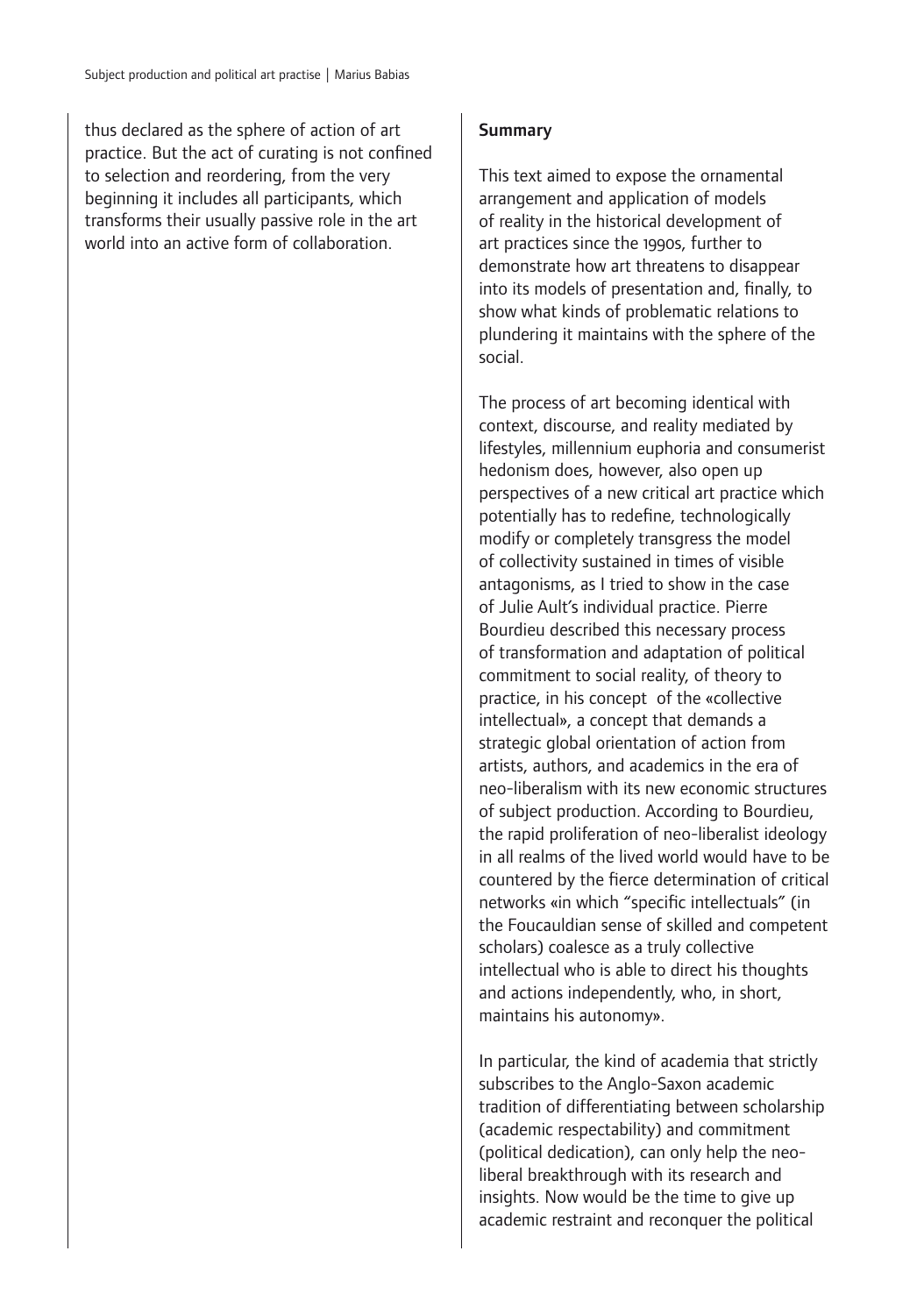thus declared as the sphere of action of art practice. But the act of curating is not confined to selection and reordering, from the very beginning it includes all participants, which transforms their usually passive role in the art world into an active form of collaboration.

**Summary**

This text aimed to expose the ornamental arrangement and application of models of reality in the historical development of art practices since the 1990s, further to demonstrate how art threatens to disappear into its models of presentation and, finally, to show what kinds of problematic relations to plundering it maintains with the sphere of the social.

The process of art becoming identical with context, discourse, and reality mediated by lifestyles, millennium euphoria and consumerist hedonism does, however, also open up perspectives of a new critical art practice which potentially has to redefine, technologically modify or completely transgress the model of collectivity sustained in times of visible antagonisms, as I tried to show in the case of Julie Ault's individual practice. Pierre Bourdieu described this necessary process of transformation and adaptation of political commitment to social reality, of theory to practice, in his concept of the «collective intellectual», a concept that demands a strategic global orientation of action from artists, authors, and academics in the era of neo-liberalism with its new economic structures of subject production. According to Bourdieu, the rapid proliferation of neo-liberalist ideology in all realms of the lived world would have to be countered by the fierce determination of critical networks «in which "specific intellectuals" (in the Foucauldian sense of skilled and competent scholars) coalesce as a truly collective intellectual who is able to direct his thoughts and actions independently, who, in short, maintains his autonomy».

In particular, the kind of academia that strictly subscribes to the Anglo-Saxon academic tradition of differentiating between scholarship (academic respectability) and commitment (political dedication), can only help the neo-liberal breakthrough with its research and insights. Now would be the time to give up academic restraint and reconquer the political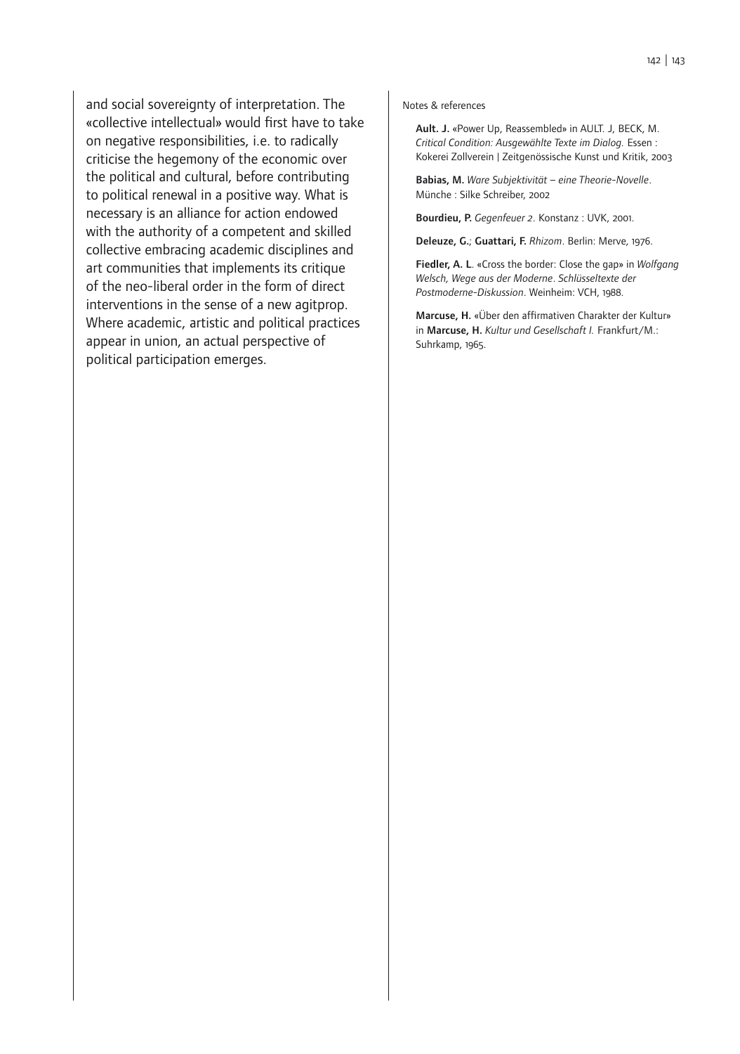and social sovereignty of interpretation. The «collective intellectual» would first have to take on negative responsibilities, i.e. to radically criticise the hegemony of the economic over the political and cultural, before contributing to political renewal in a positive way. What is necessary is an alliance for action endowed with the authority of a competent and skilled collective embracing academic disciplines and art communities that implements its critique of the neo-liberal order in the form of direct interventions in the sense of a new agitprop. Where academic, artistic and political practices appear in union, an actual perspective of political participation emerges.

Notes & references

**Ault. J.** «Power Up, Reassembled» in AULT. J, BECK, M. *Critical Condition: Ausgewählte Texte im Dialog.* Essen : Kokerei Zollverein | Zeitgenössische Kunst und Kritik, 2003

**Babias, M.** *Ware Subjektivität – eine Theorie-Novelle*. Münche : Silke Schreiber, 2002

**Bourdieu, P.** *Gegenfeuer 2*. Konstanz : UVK, 2001.

**Deleuze, G.**; **Guattari, F.** *Rhizom*. Berlin: Merve, 1976.

**Fiedler, A. L**. «Cross the border: Close the gap» in *Wolfgang Welsch, Wege aus der Moderne*. *Schlüsseltexte der Postmoderne-Diskussion*. Weinheim: VCH, 1988.

**Marcuse, H.** «Über den affirmativen Charakter der Kultur» in **Marcuse, H.** *Kultur und Gesellschaft I.* Frankfurt/M.: Suhrkamp, 1965.